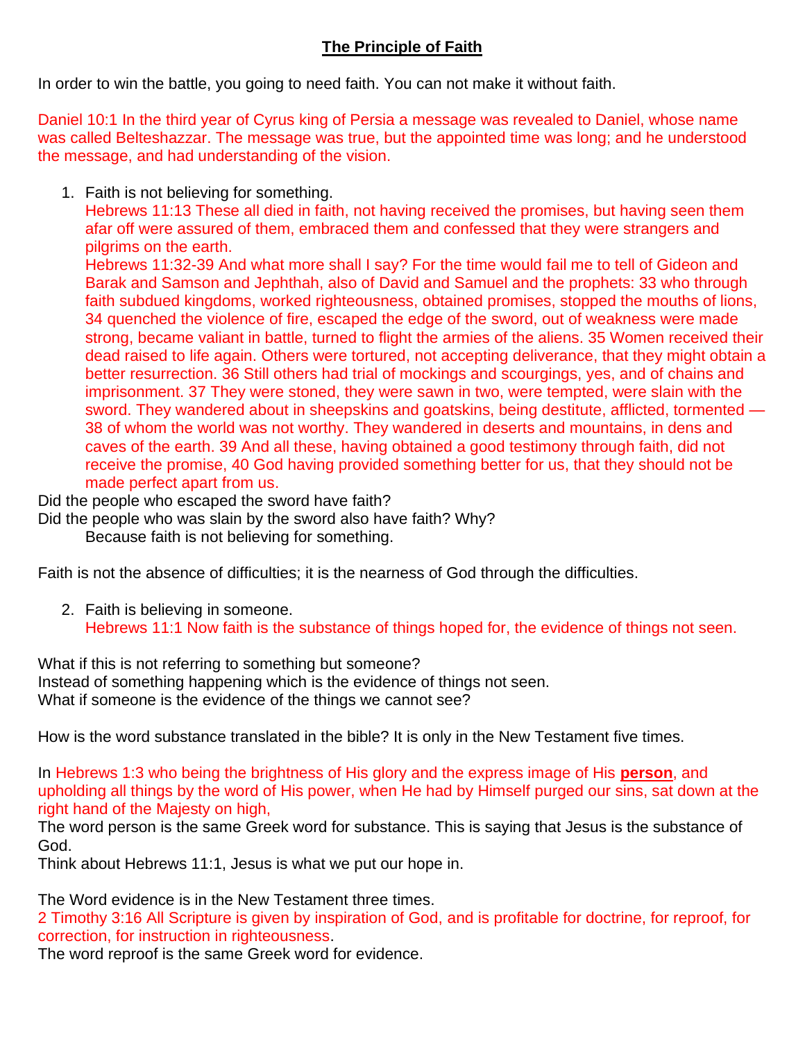# **The Principle of Faith**

In order to win the battle, you going to need faith. You can not make it without faith.

Daniel 10:1 In the third year of Cyrus king of Persia a message was revealed to Daniel, whose name was called Belteshazzar. The message was true, but the appointed time was long; and he understood the message, and had understanding of the vision.

1. Faith is not believing for something.
   Hebrews 11:13 These all died in faith, not having received the promises, but having seen them afar off were assured of them, embraced them and confessed that they were strangers and pilgrims on the earth.
   Hebrews 11:32-39 And what more shall I say? For the time would fail me to tell of Gideon and Barak and Samson and Jephthah, also of David and Samuel and the prophets: 33 who through faith subdued kingdoms, worked righteousness, obtained promises, stopped the mouths of lions, 34 quenched the violence of fire, escaped the edge of the sword, out of weakness were made strong, became valiant in battle, turned to flight the armies of the aliens. 35 Women received their dead raised to life again. Others were tortured, not accepting deliverance, that they might obtain a better resurrection. 36 Still others had trial of mockings and scourgings, yes, and of chains and imprisonment. 37 They were stoned, they were sawn in two, were tempted, were slain with the sword. They wandered about in sheepskins and goatskins, being destitute, afflicted, tormented — 38 of whom the world was not worthy. They wandered in deserts and mountains, in dens and caves of the earth. 39 And all these, having obtained a good testimony through faith, did not receive the promise, 40 God having provided something better for us, that they should not be made perfect apart from us.

Did the people who escaped the sword have faith?
Did the people who was slain by the sword also have faith? Why?
Because faith is not believing for something.

Faith is not the absence of difficulties; it is the nearness of God through the difficulties.

2. Faith is believing in someone.
   Hebrews 11:1 Now faith is the substance of things hoped for, the evidence of things not seen.

What if this is not referring to something but someone?
Instead of something happening which is the evidence of things not seen.
What if someone is the evidence of the things we cannot see?

How is the word substance translated in the bible? It is only in the New Testament five times.

In Hebrews 1:3 who being the brightness of His glory and the express image of His **person**, and upholding all things by the word of His power, when He had by Himself purged our sins, sat down at the right hand of the Majesty on high,
The word person is the same Greek word for substance. This is saying that Jesus is the substance of God.
Think about Hebrews 11:1, Jesus is what we put our hope in.

The Word evidence is in the New Testament three times.
2 Timothy 3:16 All Scripture is given by inspiration of God, and is profitable for doctrine, for reproof, for correction, for instruction in righteousness.
The word reproof is the same Greek word for evidence.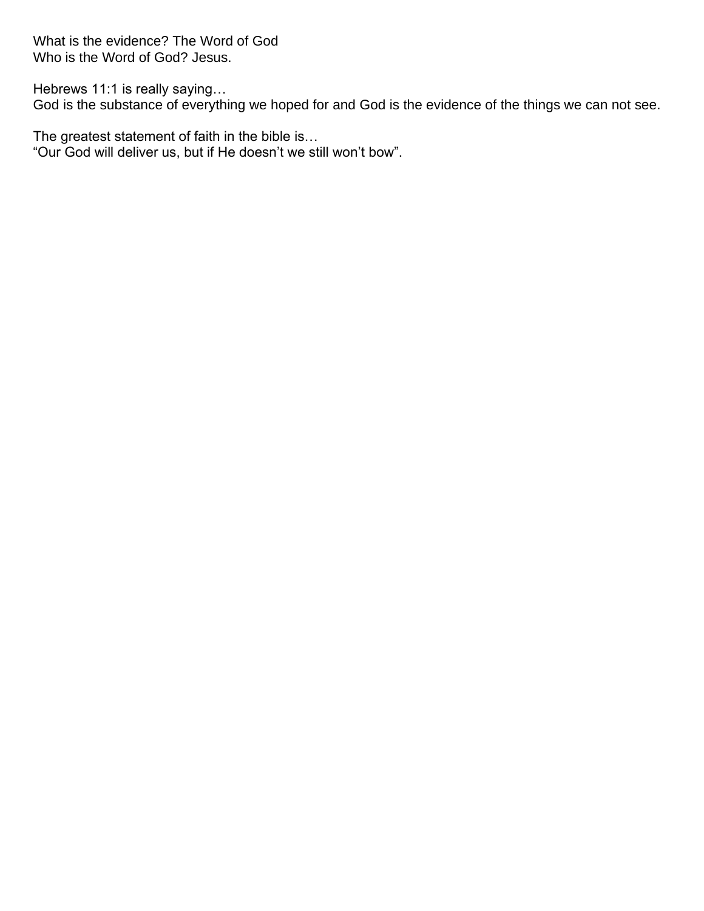What is the evidence? The Word of God
Who is the Word of God? Jesus.

Hebrews 11:1 is really saying…
God is the substance of everything we hoped for and God is the evidence of the things we can not see.

The greatest statement of faith in the bible is…
“Our God will deliver us, but if He doesn’t we still won’t bow”.